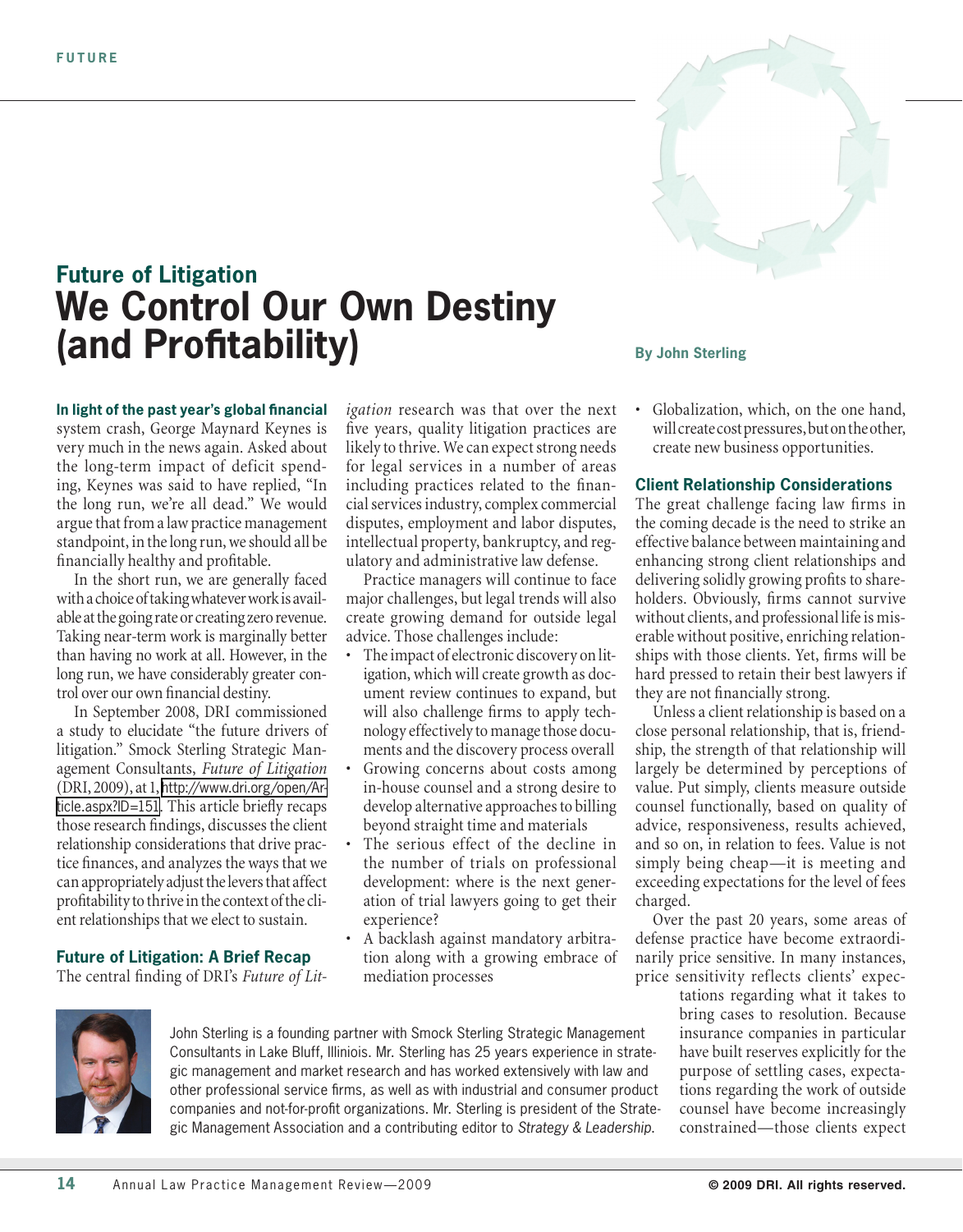# Future of Litigation

# We Control Our Own Destiny (and Profitability)

**By John Sterling**

**In light of the past year's global financial** system crash, George Maynard Keynes is very much in the news again. Asked about the long-term impact of deficit spending, Keynes was said to have replied, "In the long run, we're all dead." We would argue that from a law practice management standpoint, in the long run, we should all be financially healthy and profitable.

In the short run, we are generally faced with a choice of taking whatever work is available at the going rate or creating zero revenue. Taking near-term work is marginally better than having no work at all. However, in the long run, we have considerably greater control over our own financial destiny.

In September 2008, DRI commissioned a study to elucidate "the future drivers of litigation." Smock Sterling Strategic Management Consultants, *Future of Litigation* (DRI, 2009), at 1, http://www.dri.org/open/Article.aspx?ID=151. This article briefly recaps those research findings, discusses the client relationship considerations that drive practice finances, and analyzes the ways that we can appropriately adjust the levers that affect profitability to thrive in the context of the client relationships that we elect to sustain.

## Future of Litigation: A Brief Recap

The central finding of DRI's *Future of Litigation* research was that over the next five years, quality litigation practices are likely to thrive. We can expect strong needs for legal services in a number of areas including practices related to the financial services industry, complex commercial disputes, employment and labor disputes, intellectual property, bankruptcy, and regulatory and administrative law defense.

Practice managers will continue to face major challenges, but legal trends will also create growing demand for outside legal advice. Those challenges include:

- The impact of electronic discovery on litigation, which will create growth as document review continues to expand, but will also challenge firms to apply technology effectively to manage those documents and the discovery process overall
- Growing concerns about costs among in-house counsel and a strong desire to develop alternative approaches to billing beyond straight time and materials
- The serious effect of the decline in the number of trials on professional development: where is the next generation of trial lawyers going to get their experience?
- A backlash against mandatory arbitration along with a growing embrace of mediation processes
- Globalization, which, on the one hand, will create cost pressures, but on the other, create new business opportunities.

## Client Relationship Considerations

The great challenge facing law firms in the coming decade is the need to strike an effective balance between maintaining and enhancing strong client relationships and delivering solidly growing profits to shareholders. Obviously, firms cannot survive without clients, and professional life is miserable without positive, enriching relationships with those clients. Yet, firms will be hard pressed to retain their best lawyers if they are not financially strong.

Unless a client relationship is based on a close personal relationship, that is, friendship, the strength of that relationship will largely be determined by perceptions of value. Put simply, clients measure outside counsel functionally, based on quality of advice, responsiveness, results achieved, and so on, in relation to fees. Value is not simply being cheap—it is meeting and exceeding expectations for the level of fees charged.

Over the past 20 years, some areas of defense practice have become extraordinarily price sensitive. In many instances, price sensitivity reflects clients' expectations regarding what it takes to bring cases to resolution. Because insurance companies in particular have built reserves explicitly for the purpose of settling cases, expectations regarding the work of outside counsel have become increasingly constrained—those clients expect

John Sterling is a founding partner with Smock Sterling Strategic Management Consultants in Lake Bluff, Illiniois. Mr. Sterling has 25 years experience in strategic management and market research and has worked extensively with law and other professional service firms, as well as with industrial and consumer product companies and not-for-profit organizations. Mr. Sterling is president of the Strategic Management Association and a contributing editor to *Strategy & Leadership*.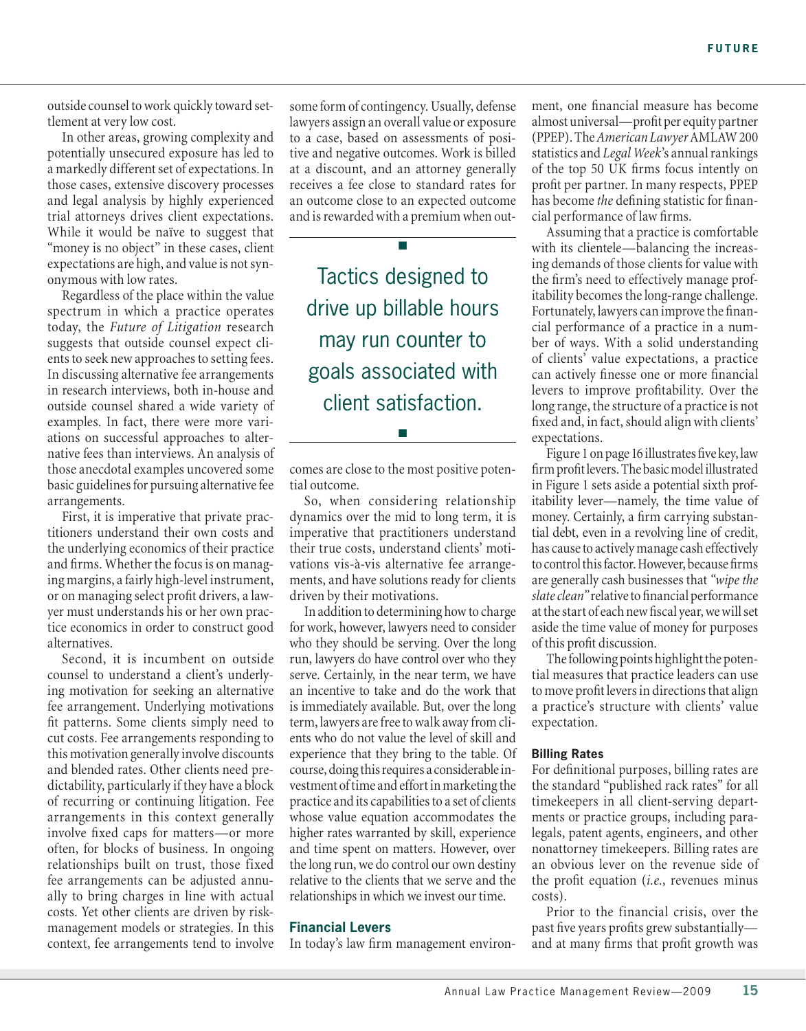outside counsel to work quickly toward settlement at very low cost.

In other areas, growing complexity and potentially unsecured exposure has led to a markedly different set of expectations. In those cases, extensive discovery processes and legal analysis by highly experienced trial attorneys drives client expectations. While it would be naïve to suggest that "money is no object" in these cases, client expectations are high, and value is not synonymous with low rates.

Regardless of the place within the value spectrum in which a practice operates today, the *Future of Litigation* research suggests that outside counsel expect clients to seek new approaches to setting fees. In discussing alternative fee arrangements in research interviews, both in-house and outside counsel shared a wide variety of examples. In fact, there were more variations on successful approaches to alternative fees than interviews. An analysis of those anecdotal examples uncovered some basic guidelines for pursuing alternative fee arrangements.

First, it is imperative that private practitioners understand their own costs and the underlying economics of their practice and firms. Whether the focus is on managing margins, a fairly high-level instrument, or on managing select profit drivers, a lawyer must understands his or her own practice economics in order to construct good alternatives.

Second, it is incumbent on outside counsel to understand a client's underlying motivation for seeking an alternative fee arrangement. Underlying motivations fit patterns. Some clients simply need to cut costs. Fee arrangements responding to this motivation generally involve discounts and blended rates. Other clients need predictability, particularly if they have a block of recurring or continuing litigation. Fee arrangements in this context generally involve fixed caps for matters—or more often, for blocks of business. In ongoing relationships built on trust, those fixed fee arrangements can be adjusted annually to bring charges in line with actual costs. Yet other clients are driven by risk-management models or strategies. In this context, fee arrangements tend to involve some form of contingency. Usually, defense lawyers assign an overall value or exposure to a case, based on assessments of positive and negative outcomes. Work is billed at a discount, and an attorney generally receives a fee close to standard rates for an outcome close to an expected outcome and is rewarded with a premium when outcomes are close to the most positive potential outcome.

> Tactics designed to drive up billable hours may run counter to goals associated with client satisfaction.

So, when considering relationship dynamics over the mid to long term, it is imperative that practitioners understand their true costs, understand clients' motivations vis-à-vis alternative fee arrangements, and have solutions ready for clients driven by their motivations.

In addition to determining how to charge for work, however, lawyers need to consider who they should be serving. Over the long run, lawyers do have control over who they serve. Certainly, in the near term, we have an incentive to take and do the work that is immediately available. But, over the long term, lawyers are free to walk away from clients who do not value the level of skill and experience that they bring to the table. Of course, doing this requires a considerable investment of time and effort in marketing the practice and its capabilities to a set of clients whose value equation accommodates the higher rates warranted by skill, experience and time spent on matters. However, over the long run, we do control our own destiny relative to the clients that we serve and the relationships in which we invest our time.

## Financial Levers

In today's law firm management environment, one financial measure has become almost universal—profit per equity partner (PPEP). The *American Lawyer* AMLAW 200 statistics and *Legal Week*'s annual rankings of the top 50 UK firms focus intently on profit per partner. In many respects, PPEP has become *the* defining statistic for financial performance of law firms.

Assuming that a practice is comfortable with its clientele—balancing the increasing demands of those clients for value with the firm's need to effectively manage profitability becomes the long-range challenge. Fortunately, lawyers can improve the financial performance of a practice in a number of ways. With a solid understanding of clients' value expectations, a practice can actively finesse one or more financial levers to improve profitability. Over the long range, the structure of a practice is not fixed and, in fact, should align with clients' expectations.

Figure 1 on page 16 illustrates five key, law firm profit levers. The basic model illustrated in Figure 1 sets aside a potential sixth profitability lever—namely, the time value of money. Certainly, a firm carrying substantial debt, even in a revolving line of credit, has cause to actively manage cash effectively to control this factor. However, because firms are generally cash businesses that *"wipe the slate clean"* relative to financial performance at the start of each new fiscal year, we will set aside the time value of money for purposes of this profit discussion.

The following points highlight the potential measures that practice leaders can use to move profit levers in directions that align a practice's structure with clients' value expectation.

### Billing Rates

For definitional purposes, billing rates are the standard "published rack rates" for all timekeepers in all client-serving departments or practice groups, including paralegals, patent agents, engineers, and other nonattorney timekeepers. Billing rates are an obvious lever on the revenue side of the profit equation (*i.e.*, revenues minus costs).

Prior to the financial crisis, over the past five years profits grew substantially—and at many firms that profit growth was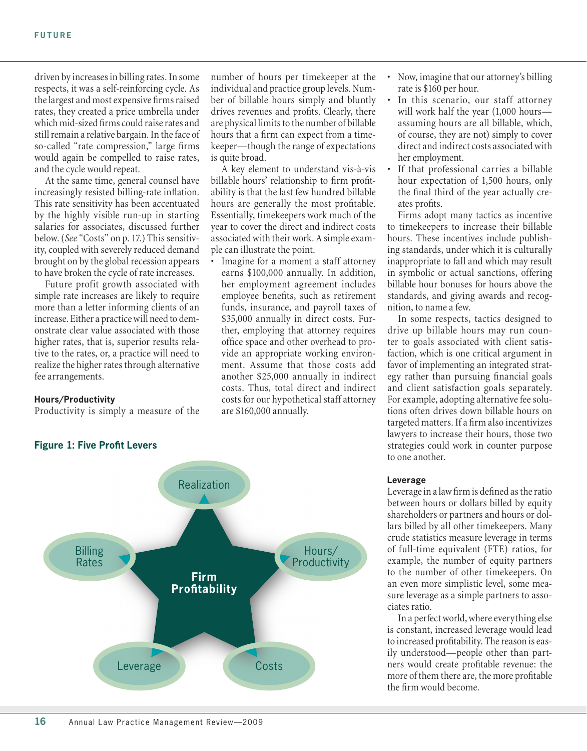driven by increases in billing rates. In some respects, it was a self-reinforcing cycle. As the largest and most expensive firms raised rates, they created a price umbrella under which mid-sized firms could raise rates and still remain a relative bargain. In the face of so-called "rate compression," large firms would again be compelled to raise rates, and the cycle would repeat.

At the same time, general counsel have increasingly resisted billing-rate inflation. This rate sensitivity has been accentuated by the highly visible run-up in starting salaries for associates, discussed further below. (*See* "Costs" on p. 17.) This sensitivity, coupled with severely reduced demand brought on by the global recession appears to have broken the cycle of rate increases.

Future profit growth associated with simple rate increases are likely to require more than a letter informing clients of an increase. Either a practice will need to demonstrate clear value associated with those higher rates, that is, superior results relative to the rates, or, a practice will need to realize the higher rates through alternative fee arrangements.

#### Hours/Productivity

Productivity is simply a measure of the number of hours per timekeeper at the individual and practice group levels. Number of billable hours simply and bluntly drives revenues and profits. Clearly, there are physical limits to the number of billable hours that a firm can expect from a timekeeper—though the range of expectations is quite broad.

A key element to understand vis-à-vis billable hours' relationship to firm profitability is that the last few hundred billable hours are generally the most profitable. Essentially, timekeepers work much of the year to cover the direct and indirect costs associated with their work. A simple example can illustrate the point.

- Imagine for a moment a staff attorney earns $100,000 annually. In addition, her employment agreement includes employee benefits, such as retirement funds, insurance, and payroll taxes of $35,000 annually in direct costs. Further, employing that attorney requires office space and other overhead to provide an appropriate working environment. Assume that those costs add another $25,000 annually in indirect costs. Thus, total direct and indirect costs for our hypothetical staff attorney are $160,000 annually.
- Now, imagine that our attorney's billing rate is $160 per hour.
- In this scenario, our staff attorney will work half the year (1,000 hours—assuming hours are all billable, which, of course, they are not) simply to cover direct and indirect costs associated with her employment.
- If that professional carries a billable hour expectation of 1,500 hours, only the final third of the year actually creates profits.

Firms adopt many tactics as incentive to timekeepers to increase their billable hours. These incentives include publishing standards, under which it is culturally inappropriate to fall and which may result in symbolic or actual sanctions, offering billable hour bonuses for hours above the standards, and giving awards and recognition, to name a few.

In some respects, tactics designed to drive up billable hours may run counter to goals associated with client satisfaction, which is one critical argument in favor of implementing an integrated strategy rather than pursuing financial goals and client satisfaction goals separately. For example, adopting alternative fee solutions often drives down billable hours on targeted matters. If a firm also incentivizes lawyers to increase their hours, those two strategies could work in counter purpose to one another.

**Figure 1: Five Profit Levers**

Firm Profitability: Realization, Hours/Productivity, Costs, Leverage, Billing Rates

#### Leverage

Leverage in a law firm is defined as the ratio between hours or dollars billed by equity shareholders or partners and hours or dollars billed by all other timekeepers. Many crude statistics measure leverage in terms of full-time equivalent (FTE) ratios, for example, the number of equity partners to the number of other timekeepers. On an even more simplistic level, some measure leverage as a simple partners to associates ratio.

In a perfect world, where everything else is constant, increased leverage would lead to increased profitability. The reason is easily understood—people other than partners would create profitable revenue: the more of them there are, the more profitable the firm would become.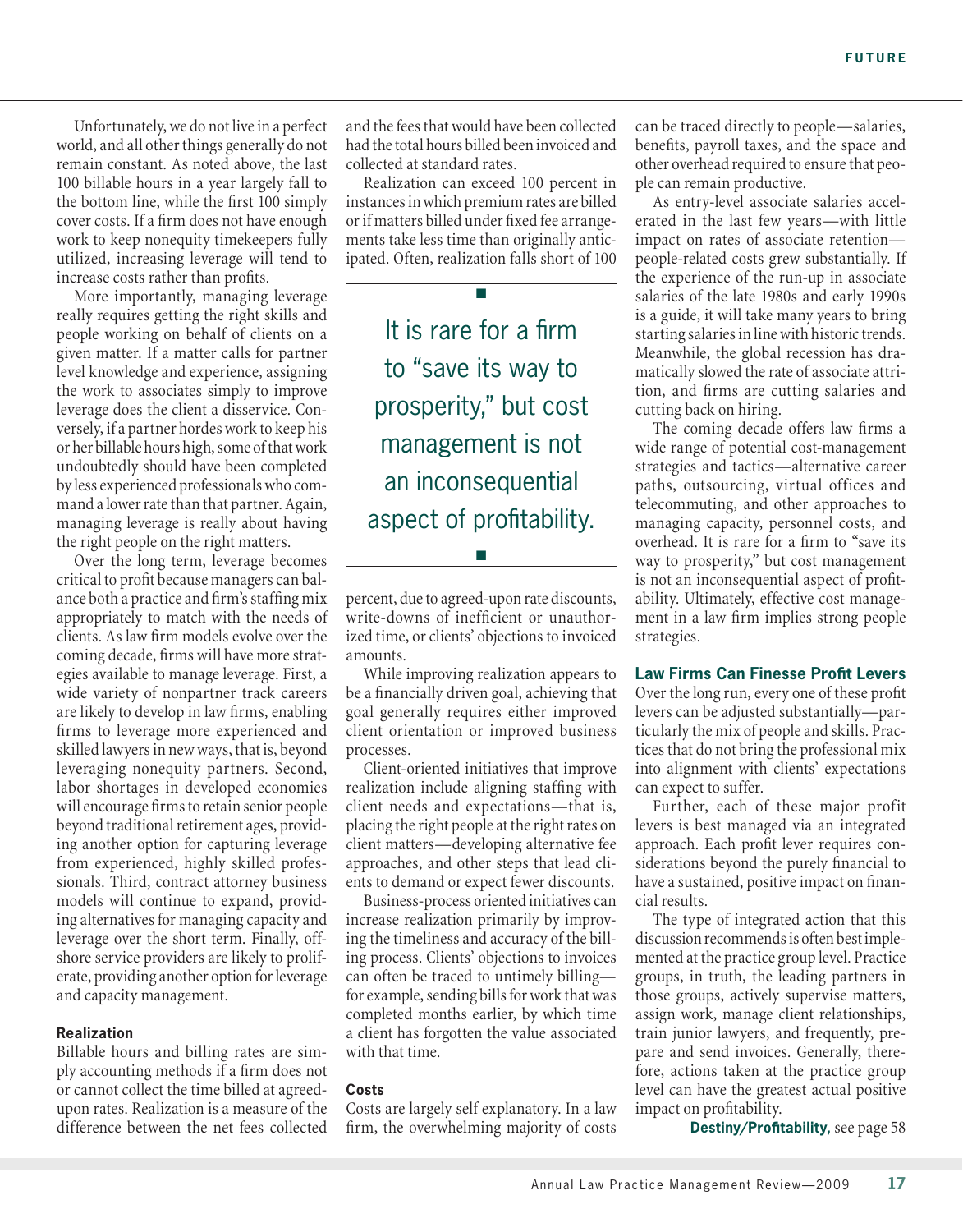Unfortunately, we do not live in a perfect world, and all other things generally do not remain constant. As noted above, the last 100 billable hours in a year largely fall to the bottom line, while the first 100 simply cover costs. If a firm does not have enough work to keep nonequity timekeepers fully utilized, increasing leverage will tend to increase costs rather than profits.

More importantly, managing leverage really requires getting the right skills and people working on behalf of clients on a given matter. If a matter calls for partner level knowledge and experience, assigning the work to associates simply to improve leverage does the client a disservice. Conversely, if a partner hordes work to keep his or her billable hours high, some of that work undoubtedly should have been completed by less experienced professionals who command a lower rate than that partner. Again, managing leverage is really about having the right people on the right matters.

Over the long term, leverage becomes critical to profit because managers can balance both a practice and firm's staffing mix appropriately to match with the needs of clients. As law firm models evolve over the coming decade, firms will have more strategies available to manage leverage. First, a wide variety of nonpartner track careers are likely to develop in law firms, enabling firms to leverage more experienced and skilled lawyers in new ways, that is, beyond leveraging nonequity partners. Second, labor shortages in developed economies will encourage firms to retain senior people beyond traditional retirement ages, providing another option for capturing leverage from experienced, highly skilled professionals. Third, contract attorney business models will continue to expand, providing alternatives for managing capacity and leverage over the short term. Finally, offshore service providers are likely to proliferate, providing another option for leverage and capacity management.

#### Realization

Billable hours and billing rates are simply accounting methods if a firm does not or cannot collect the time billed at agreed-upon rates. Realization is a measure of the difference between the net fees collected and the fees that would have been collected had the total hours billed been invoiced and collected at standard rates.

Realization can exceed 100 percent in instances in which premium rates are billed or if matters billed under fixed fee arrangements take less time than originally anticipated. Often, realization falls short of 100 percent, due to agreed-upon rate discounts, write-downs of inefficient or unauthorized time, or clients' objections to invoiced amounts.

> It is rare for a firm to "save its way to prosperity," but cost management is not an inconsequential aspect of profitability.

While improving realization appears to be a financially driven goal, achieving that goal generally requires either improved client orientation or improved business processes.

Client-oriented initiatives that improve realization include aligning staffing with client needs and expectations—that is, placing the right people at the right rates on client matters—developing alternative fee approaches, and other steps that lead clients to demand or expect fewer discounts.

Business-process oriented initiatives can increase realization primarily by improving the timeliness and accuracy of the billing process. Clients' objections to invoices can often be traced to untimely billing—for example, sending bills for work that was completed months earlier, by which time a client has forgotten the value associated with that time.

#### Costs

Costs are largely self explanatory. In a law firm, the overwhelming majority of costs can be traced directly to people—salaries, benefits, payroll taxes, and the space and other overhead required to ensure that people can remain productive.

As entry-level associate salaries accelerated in the last few years—with little impact on rates of associate retention—people-related costs grew substantially. If the experience of the run-up in associate salaries of the late 1980s and early 1990s is a guide, it will take many years to bring starting salaries in line with historic trends. Meanwhile, the global recession has dramatically slowed the rate of associate attrition, and firms are cutting salaries and cutting back on hiring.

The coming decade offers law firms a wide range of potential cost-management strategies and tactics—alternative career paths, outsourcing, virtual offices and telecommuting, and other approaches to managing capacity, personnel costs, and overhead. It is rare for a firm to "save its way to prosperity," but cost management is not an inconsequential aspect of profitability. Ultimately, effective cost management in a law firm implies strong people strategies.

### Law Firms Can Finesse Profit Levers

Over the long run, every one of these profit levers can be adjusted substantially—particularly the mix of people and skills. Practices that do not bring the professional mix into alignment with clients' expectations can expect to suffer.

Further, each of these major profit levers is best managed via an integrated approach. Each profit lever requires considerations beyond the purely financial to have a sustained, positive impact on financial results.

The type of integrated action that this discussion recommends is often best implemented at the practice group level. Practice groups, in truth, the leading partners in those groups, actively supervise matters, assign work, manage client relationships, train junior lawyers, and frequently, prepare and send invoices. Generally, therefore, actions taken at the practice group level can have the greatest actual positive impact on profitability.

**Destiny/Profitability,** see page 58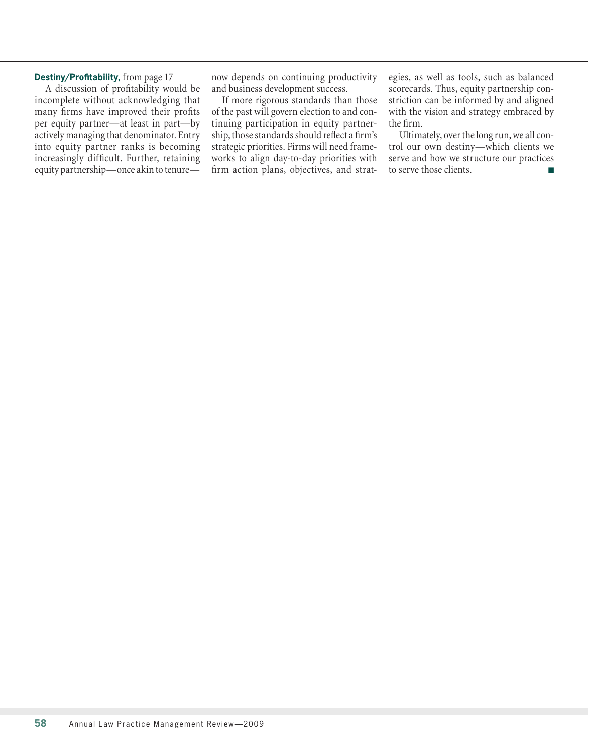**Destiny/Profitability,** from page 17

A discussion of profitability would be incomplete without acknowledging that many firms have improved their profits per equity partner—at least in part—by actively managing that denominator. Entry into equity partner ranks is becoming increasingly difficult. Further, retaining equity partnership—once akin to tenure—now depends on continuing productivity and business development success.

If more rigorous standards than those of the past will govern election to and continuing participation in equity partnership, those standards should reflect a firm's strategic priorities. Firms will need frameworks to align day-to-day priorities with firm action plans, objectives, and strategies, as well as tools, such as balanced scorecards. Thus, equity partnership constriction can be informed by and aligned with the vision and strategy embraced by the firm.

Ultimately, over the long run, we all control our own destiny—which clients we serve and how we structure our practices to serve those clients. ■